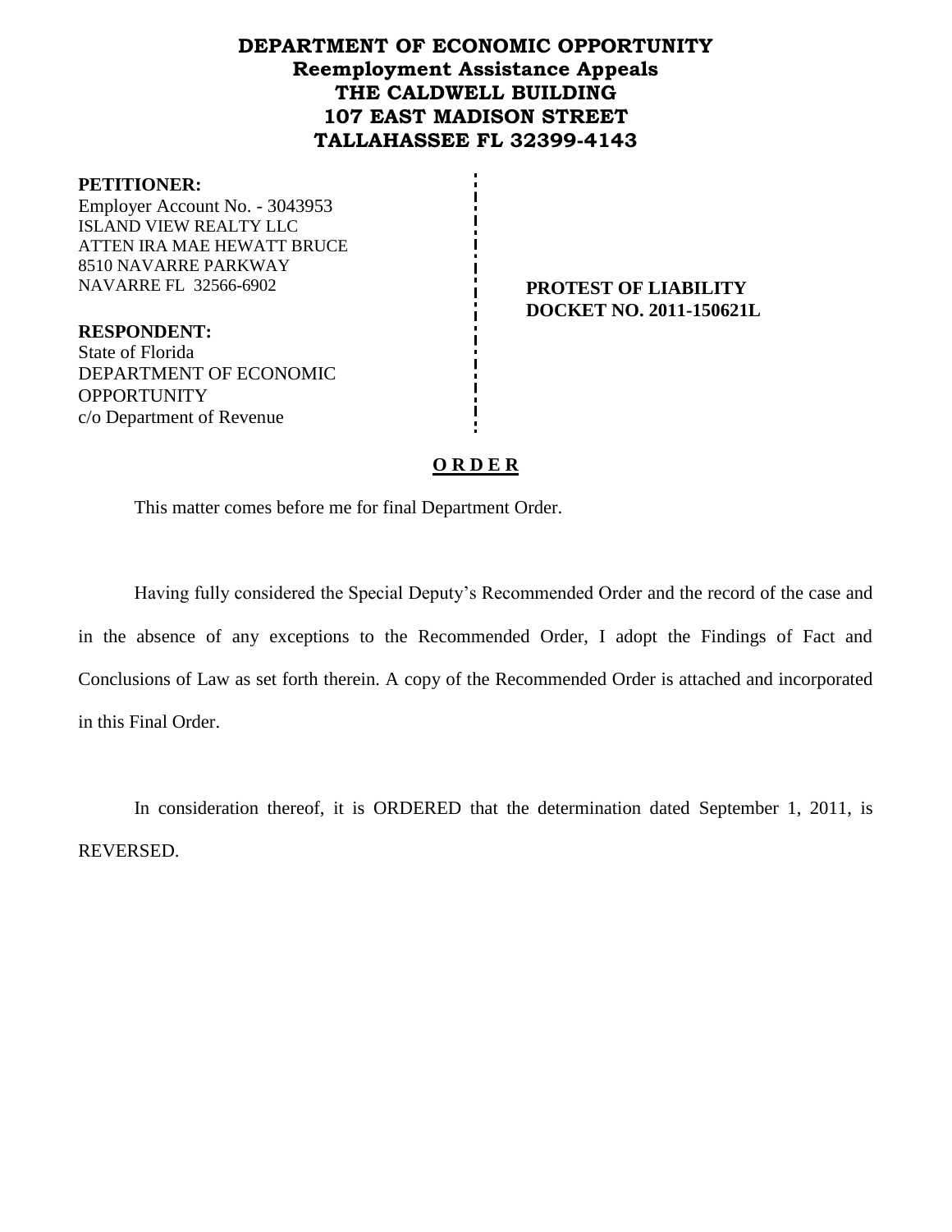# DEPARTMENT OF ECONOMIC OPPORTUNITY
## Reemployment Assistance Appeals
## THE CALDWELL BUILDING
## 107 EAST MADISON STREET
## TALLAHASSEE FL 32399-4143

**PETITIONER:**
Employer Account No. - 3043953
ISLAND VIEW REALTY LLC
ATTEN IRA MAE HEWATT BRUCE
8510 NAVARRE PARKWAY
NAVARRE FL 32566-6902

**PROTEST OF LIABILITY**
**DOCKET NO. 2011-150621L**

**RESPONDENT:**
State of Florida
DEPARTMENT OF ECONOMIC OPPORTUNITY
c/o Department of Revenue

## O R D E R

This matter comes before me for final Department Order.

Having fully considered the Special Deputy's Recommended Order and the record of the case and in the absence of any exceptions to the Recommended Order, I adopt the Findings of Fact and Conclusions of Law as set forth therein. A copy of the Recommended Order is attached and incorporated in this Final Order.

In consideration thereof, it is ORDERED that the determination dated September 1, 2011, is REVERSED.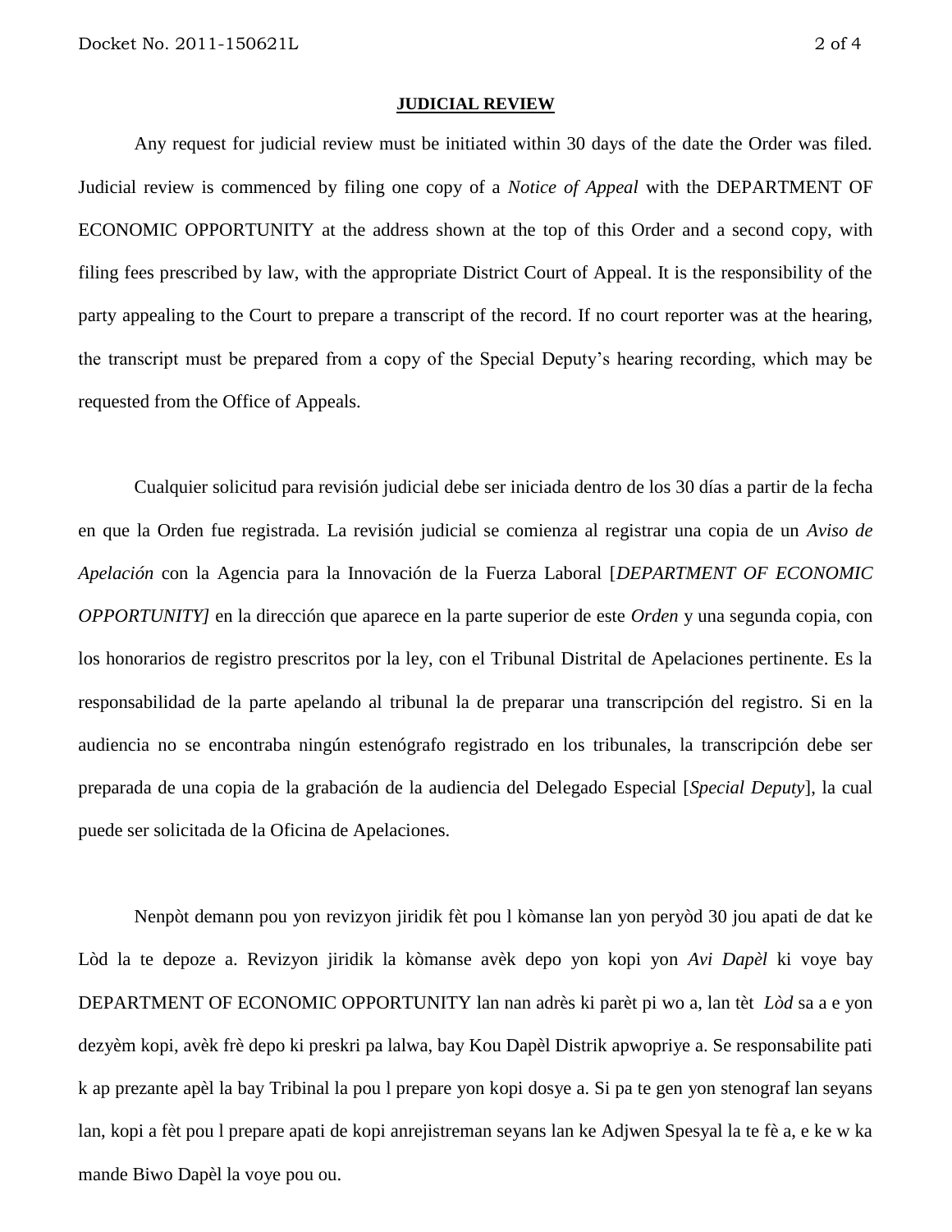**JUDICIAL REVIEW**

Any request for judicial review must be initiated within 30 days of the date the Order was filed. Judicial review is commenced by filing one copy of a *Notice of Appeal* with the DEPARTMENT OF ECONOMIC OPPORTUNITY at the address shown at the top of this Order and a second copy, with filing fees prescribed by law, with the appropriate District Court of Appeal. It is the responsibility of the party appealing to the Court to prepare a transcript of the record. If no court reporter was at the hearing, the transcript must be prepared from a copy of the Special Deputy's hearing recording, which may be requested from the Office of Appeals.

Cualquier solicitud para revisión judicial debe ser iniciada dentro de los 30 días a partir de la fecha en que la Orden fue registrada. La revisión judicial se comienza al registrar una copia de un *Aviso de Apelación* con la Agencia para la Innovación de la Fuerza Laboral [*DEPARTMENT OF ECONOMIC OPPORTUNITY]* en la dirección que aparece en la parte superior de este *Orden* y una segunda copia, con los honorarios de registro prescritos por la ley, con el Tribunal Distrital de Apelaciones pertinente. Es la responsabilidad de la parte apelando al tribunal la de preparar una transcripción del registro. Si en la audiencia no se encontraba ningún estenógrafo registrado en los tribunales, la transcripción debe ser preparada de una copia de la grabación de la audiencia del Delegado Especial [*Special Deputy*], la cual puede ser solicitada de la Oficina de Apelaciones.

Nenpòt demann pou yon revizyon jiridik fèt pou l kòmanse lan yon peryòd 30 jou apati de dat ke Lòd la te depoze a. Revizyon jiridik la kòmanse avèk depo yon kopi yon *Avi Dapèl* ki voye bay DEPARTMENT OF ECONOMIC OPPORTUNITY lan nan adrès ki parèt pi wo a, lan tèt *Lòd* sa a e yon dezyèm kopi, avèk frè depo ki preskri pa lalwa, bay Kou Dapèl Distrik apwopriye a. Se responsabilite pati k ap prezante apèl la bay Tribinal la pou l prepare yon kopi dosye a. Si pa te gen yon stenograf lan seyans lan, kopi a fèt pou l prepare apati de kopi anrejistreman seyans lan ke Adjwen Spesyal la te fè a, e ke w ka mande Biwo Dapèl la voye pou ou.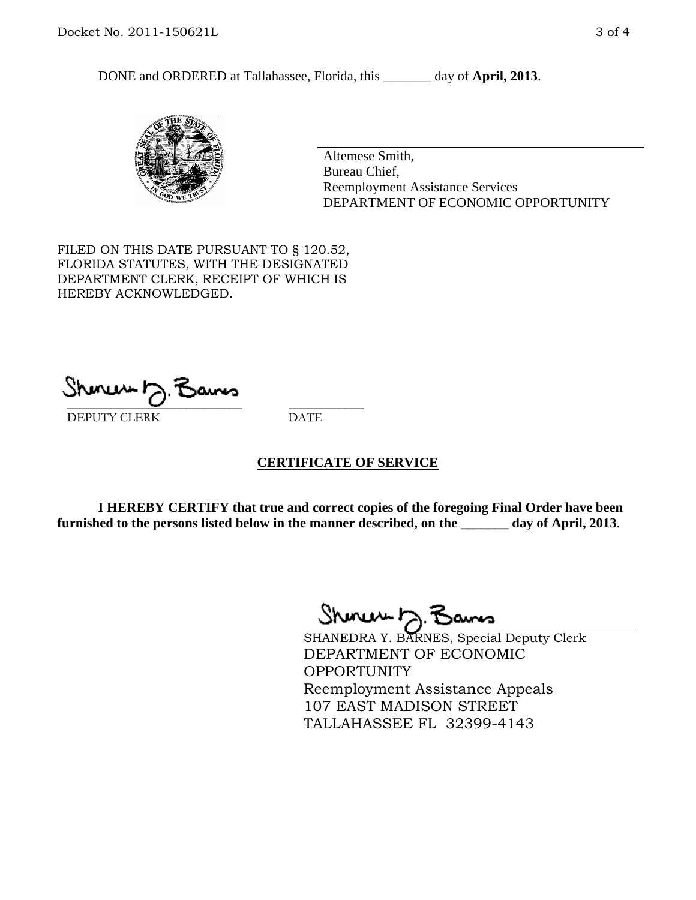DONE and ORDERED at Tallahassee, Florida, this _______ day of **April, 2013**.

Altemese Smith,
Bureau Chief,
Reemployment Assistance Services
DEPARTMENT OF ECONOMIC OPPORTUNITY

FILED ON THIS DATE PURSUANT TO § 120.52, FLORIDA STATUTES, WITH THE DESIGNATED DEPARTMENT CLERK, RECEIPT OF WHICH IS HEREBY ACKNOWLEDGED.

_____________________________ ___________
DEPUTY CLERK DATE

**CERTIFICATE OF SERVICE**

**I HEREBY CERTIFY that true and correct copies of the foregoing Final Order have been furnished to the persons listed below in the manner described, on the _______ day of April, 2013**.

SHANEDRA Y. BARNES, Special Deputy Clerk
DEPARTMENT OF ECONOMIC OPPORTUNITY
Reemployment Assistance Appeals
107 EAST MADISON STREET
TALLAHASSEE FL 32399-4143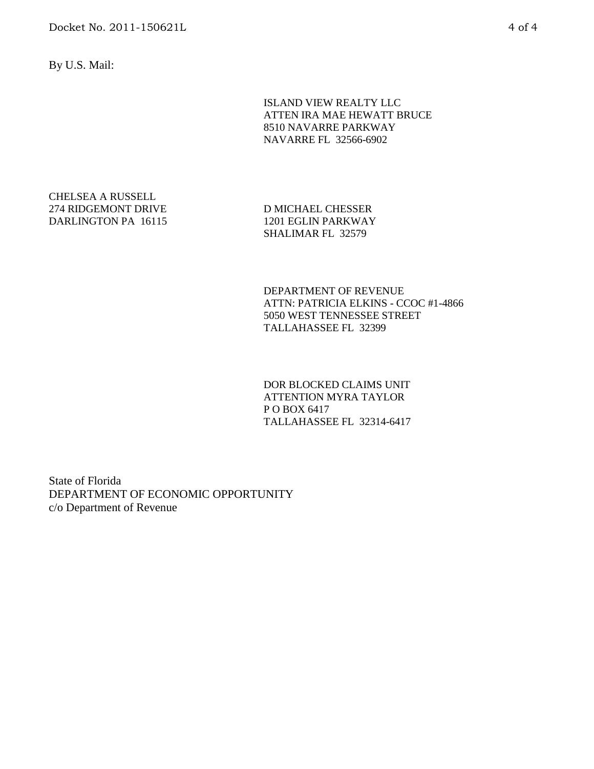By U.S. Mail:

ISLAND VIEW REALTY LLC
ATTEN IRA MAE HEWATT BRUCE
8510 NAVARRE PARKWAY
NAVARRE FL 32566-6902

CHELSEA A RUSSELL
274 RIDGEMONT DRIVE
DARLINGTON PA 16115

D MICHAEL CHESSER
1201 EGLIN PARKWAY
SHALIMAR FL 32579

DEPARTMENT OF REVENUE
ATTN: PATRICIA ELKINS - CCOC #1-4866
5050 WEST TENNESSEE STREET
TALLAHASSEE FL 32399

DOR BLOCKED CLAIMS UNIT
ATTENTION MYRA TAYLOR
P O BOX 6417
TALLAHASSEE FL 32314-6417

State of Florida
DEPARTMENT OF ECONOMIC OPPORTUNITY
c/o Department of Revenue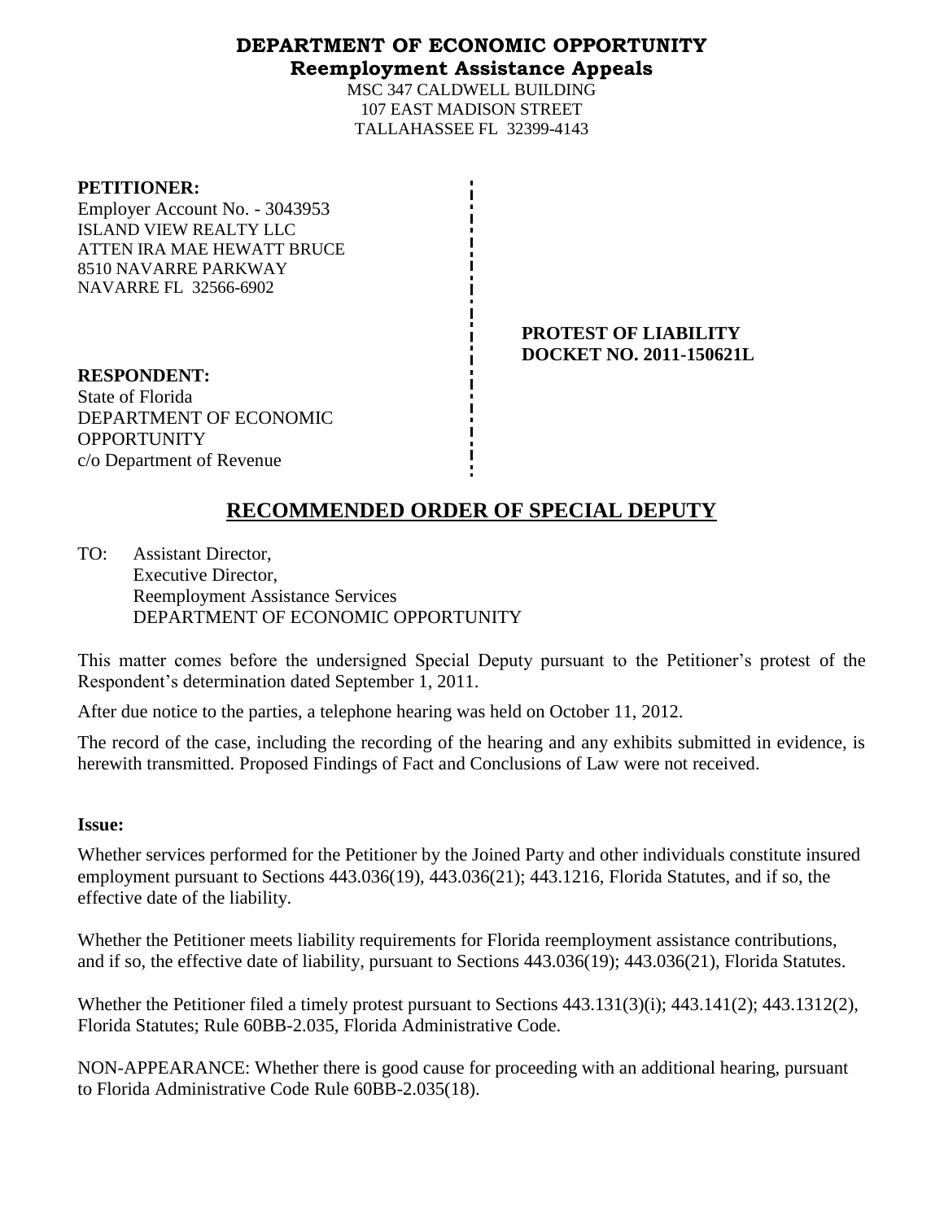# DEPARTMENT OF ECONOMIC OPPORTUNITY
## Reemployment Assistance Appeals

MSC 347 CALDWELL BUILDING
107 EAST MADISON STREET
TALLAHASSEE FL 32399-4143

**PETITIONER:**
Employer Account No. - 3043953
ISLAND VIEW REALTY LLC
ATTEN IRA MAE HEWATT BRUCE
8510 NAVARRE PARKWAY
NAVARRE FL 32566-6902

**PROTEST OF LIABILITY**
**DOCKET NO. 2011-150621L**

**RESPONDENT:**
State of Florida
DEPARTMENT OF ECONOMIC OPPORTUNITY
c/o Department of Revenue

# RECOMMENDED ORDER OF SPECIAL DEPUTY

TO: Assistant Director,
Executive Director,
Reemployment Assistance Services
DEPARTMENT OF ECONOMIC OPPORTUNITY

This matter comes before the undersigned Special Deputy pursuant to the Petitioner's protest of the Respondent's determination dated September 1, 2011.

After due notice to the parties, a telephone hearing was held on October 11, 2012.

The record of the case, including the recording of the hearing and any exhibits submitted in evidence, is herewith transmitted. Proposed Findings of Fact and Conclusions of Law were not received.

**Issue:**

Whether services performed for the Petitioner by the Joined Party and other individuals constitute insured employment pursuant to Sections 443.036(19), 443.036(21); 443.1216, Florida Statutes, and if so, the effective date of the liability.

Whether the Petitioner meets liability requirements for Florida reemployment assistance contributions, and if so, the effective date of liability, pursuant to Sections 443.036(19); 443.036(21), Florida Statutes.

Whether the Petitioner filed a timely protest pursuant to Sections 443.131(3)(i); 443.141(2); 443.1312(2), Florida Statutes; Rule 60BB-2.035, Florida Administrative Code.

NON-APPEARANCE: Whether there is good cause for proceeding with an additional hearing, pursuant to Florida Administrative Code Rule 60BB-2.035(18).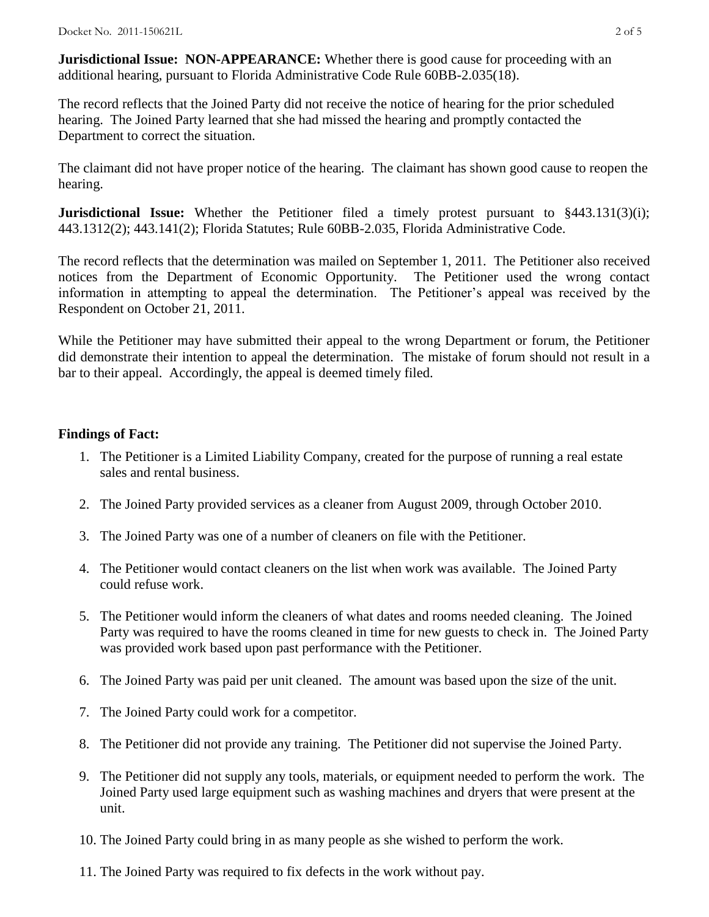**Jurisdictional Issue: NON-APPEARANCE:** Whether there is good cause for proceeding with an additional hearing, pursuant to Florida Administrative Code Rule 60BB-2.035(18).

The record reflects that the Joined Party did not receive the notice of hearing for the prior scheduled hearing. The Joined Party learned that she had missed the hearing and promptly contacted the Department to correct the situation.

The claimant did not have proper notice of the hearing. The claimant has shown good cause to reopen the hearing.

**Jurisdictional Issue:** Whether the Petitioner filed a timely protest pursuant to §443.131(3)(i); 443.1312(2); 443.141(2); Florida Statutes; Rule 60BB-2.035, Florida Administrative Code.

The record reflects that the determination was mailed on September 1, 2011. The Petitioner also received notices from the Department of Economic Opportunity. The Petitioner used the wrong contact information in attempting to appeal the determination. The Petitioner's appeal was received by the Respondent on October 21, 2011.

While the Petitioner may have submitted their appeal to the wrong Department or forum, the Petitioner did demonstrate their intention to appeal the determination. The mistake of forum should not result in a bar to their appeal. Accordingly, the appeal is deemed timely filed.

**Findings of Fact:**

1. The Petitioner is a Limited Liability Company, created for the purpose of running a real estate sales and rental business.
2. The Joined Party provided services as a cleaner from August 2009, through October 2010.
3. The Joined Party was one of a number of cleaners on file with the Petitioner.
4. The Petitioner would contact cleaners on the list when work was available. The Joined Party could refuse work.
5. The Petitioner would inform the cleaners of what dates and rooms needed cleaning. The Joined Party was required to have the rooms cleaned in time for new guests to check in. The Joined Party was provided work based upon past performance with the Petitioner.
6. The Joined Party was paid per unit cleaned. The amount was based upon the size of the unit.
7. The Joined Party could work for a competitor.
8. The Petitioner did not provide any training. The Petitioner did not supervise the Joined Party.
9. The Petitioner did not supply any tools, materials, or equipment needed to perform the work. The Joined Party used large equipment such as washing machines and dryers that were present at the unit.
10. The Joined Party could bring in as many people as she wished to perform the work.
11. The Joined Party was required to fix defects in the work without pay.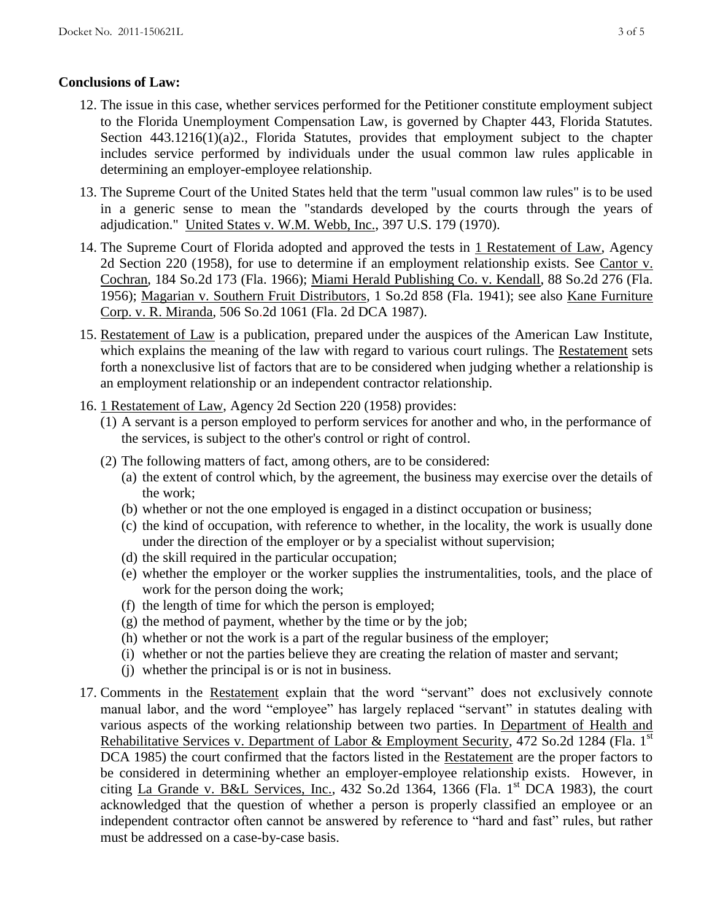**Conclusions of Law:**

12. The issue in this case, whether services performed for the Petitioner constitute employment subject to the Florida Unemployment Compensation Law, is governed by Chapter 443, Florida Statutes. Section 443.1216(1)(a)2., Florida Statutes, provides that employment subject to the chapter includes service performed by individuals under the usual common law rules applicable in determining an employer-employee relationship.

13. The Supreme Court of the United States held that the term "usual common law rules" is to be used in a generic sense to mean the "standards developed by the courts through the years of adjudication." United States v. W.M. Webb, Inc., 397 U.S. 179 (1970).

14. The Supreme Court of Florida adopted and approved the tests in 1 Restatement of Law, Agency 2d Section 220 (1958), for use to determine if an employment relationship exists. See Cantor v. Cochran, 184 So.2d 173 (Fla. 1966); Miami Herald Publishing Co. v. Kendall, 88 So.2d 276 (Fla. 1956); Magarian v. Southern Fruit Distributors, 1 So.2d 858 (Fla. 1941); see also Kane Furniture Corp. v. R. Miranda, 506 So.2d 1061 (Fla. 2d DCA 1987).

15. Restatement of Law is a publication, prepared under the auspices of the American Law Institute, which explains the meaning of the law with regard to various court rulings. The Restatement sets forth a nonexclusive list of factors that are to be considered when judging whether a relationship is an employment relationship or an independent contractor relationship.

16. 1 Restatement of Law, Agency 2d Section 220 (1958) provides:
    (1) A servant is a person employed to perform services for another and who, in the performance of the services, is subject to the other's control or right of control.
    (2) The following matters of fact, among others, are to be considered:
        (a) the extent of control which, by the agreement, the business may exercise over the details of the work;
        (b) whether or not the one employed is engaged in a distinct occupation or business;
        (c) the kind of occupation, with reference to whether, in the locality, the work is usually done under the direction of the employer or by a specialist without supervision;
        (d) the skill required in the particular occupation;
        (e) whether the employer or the worker supplies the instrumentalities, tools, and the place of work for the person doing the work;
        (f) the length of time for which the person is employed;
        (g) the method of payment, whether by the time or by the job;
        (h) whether or not the work is a part of the regular business of the employer;
        (i) whether or not the parties believe they are creating the relation of master and servant;
        (j) whether the principal is or is not in business.

17. Comments in the Restatement explain that the word "servant" does not exclusively connote manual labor, and the word "employee" has largely replaced "servant" in statutes dealing with various aspects of the working relationship between two parties. In Department of Health and Rehabilitative Services v. Department of Labor & Employment Security, 472 So.2d 1284 (Fla. 1st DCA 1985) the court confirmed that the factors listed in the Restatement are the proper factors to be considered in determining whether an employer-employee relationship exists. However, in citing La Grande v. B&L Services, Inc., 432 So.2d 1364, 1366 (Fla. 1st DCA 1983), the court acknowledged that the question of whether a person is properly classified an employee or an independent contractor often cannot be answered by reference to "hard and fast" rules, but rather must be addressed on a case-by-case basis.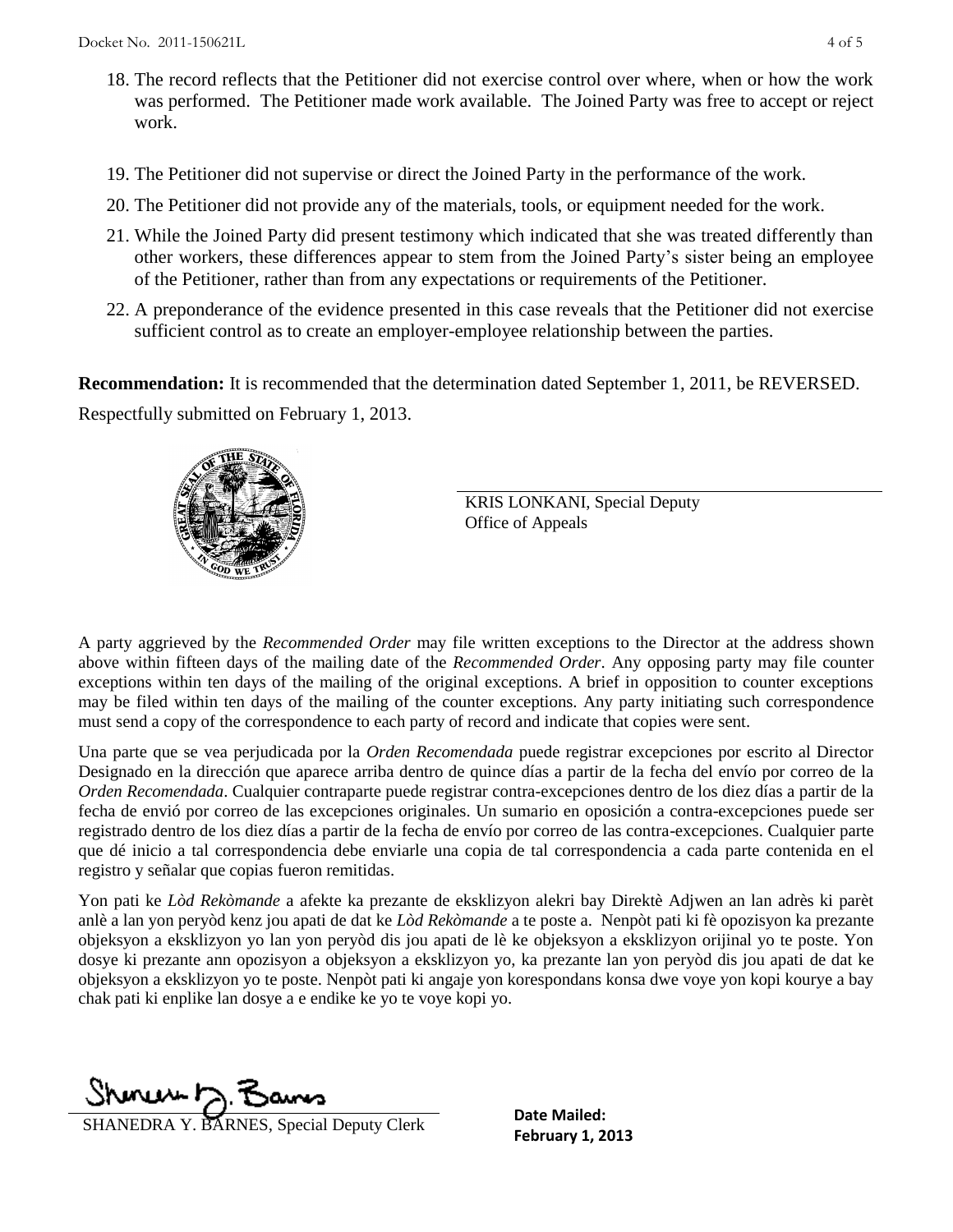18. The record reflects that the Petitioner did not exercise control over where, when or how the work was performed. The Petitioner made work available. The Joined Party was free to accept or reject work.

19. The Petitioner did not supervise or direct the Joined Party in the performance of the work.

20. The Petitioner did not provide any of the materials, tools, or equipment needed for the work.

21. While the Joined Party did present testimony which indicated that she was treated differently than other workers, these differences appear to stem from the Joined Party's sister being an employee of the Petitioner, rather than from any expectations or requirements of the Petitioner.

22. A preponderance of the evidence presented in this case reveals that the Petitioner did not exercise sufficient control as to create an employer-employee relationship between the parties.

**Recommendation:** It is recommended that the determination dated September 1, 2011, be REVERSED.

Respectfully submitted on February 1, 2013.

KRIS LONKANI, Special Deputy
Office of Appeals

A party aggrieved by the *Recommended Order* may file written exceptions to the Director at the address shown above within fifteen days of the mailing date of the *Recommended Order*. Any opposing party may file counter exceptions within ten days of the mailing of the original exceptions. A brief in opposition to counter exceptions may be filed within ten days of the mailing of the counter exceptions. Any party initiating such correspondence must send a copy of the correspondence to each party of record and indicate that copies were sent.

Una parte que se vea perjudicada por la *Orden Recomendada* puede registrar excepciones por escrito al Director Designado en la dirección que aparece arriba dentro de quince días a partir de la fecha del envío por correo de la *Orden Recomendada*. Cualquier contraparte puede registrar contra-excepciones dentro de los diez días a partir de la fecha de envió por correo de las excepciones originales. Un sumario en oposición a contra-excepciones puede ser registrado dentro de los diez días a partir de la fecha de envío por correo de las contra-excepciones. Cualquier parte que dé inicio a tal correspondencia debe enviarle una copia de tal correspondencia a cada parte contenida en el registro y señalar que copias fueron remitidas.

Yon pati ke *Lòd Rekòmande* a afekte ka prezante de eksklizyon alekri bay Direktè Adjwen an lan adrès ki parèt anlè a lan yon peryòd kenz jou apati de dat ke *Lòd Rekòmande* a te poste a. Nenpòt pati ki fè opozisyon ka prezante objeksyon a eksklizyon yo lan yon peryòd dis jou apati de lè ke objeksyon a eksklizyon orijinal yo te poste. Yon dosye ki prezante ann opozisyon a objeksyon a eksklizyon yo, ka prezante lan yon peryòd dis jou apati de dat ke objeksyon a eksklizyon yo te poste. Nenpòt pati ki angaje yon korespondans konsa dwe voye yon kopi kourye a bay chak pati ki enplike lan dosye a e endike ke yo te voye kopi yo.

SHANEDRA Y. BARNES, Special Deputy Clerk

**Date Mailed:**
**February 1, 2013**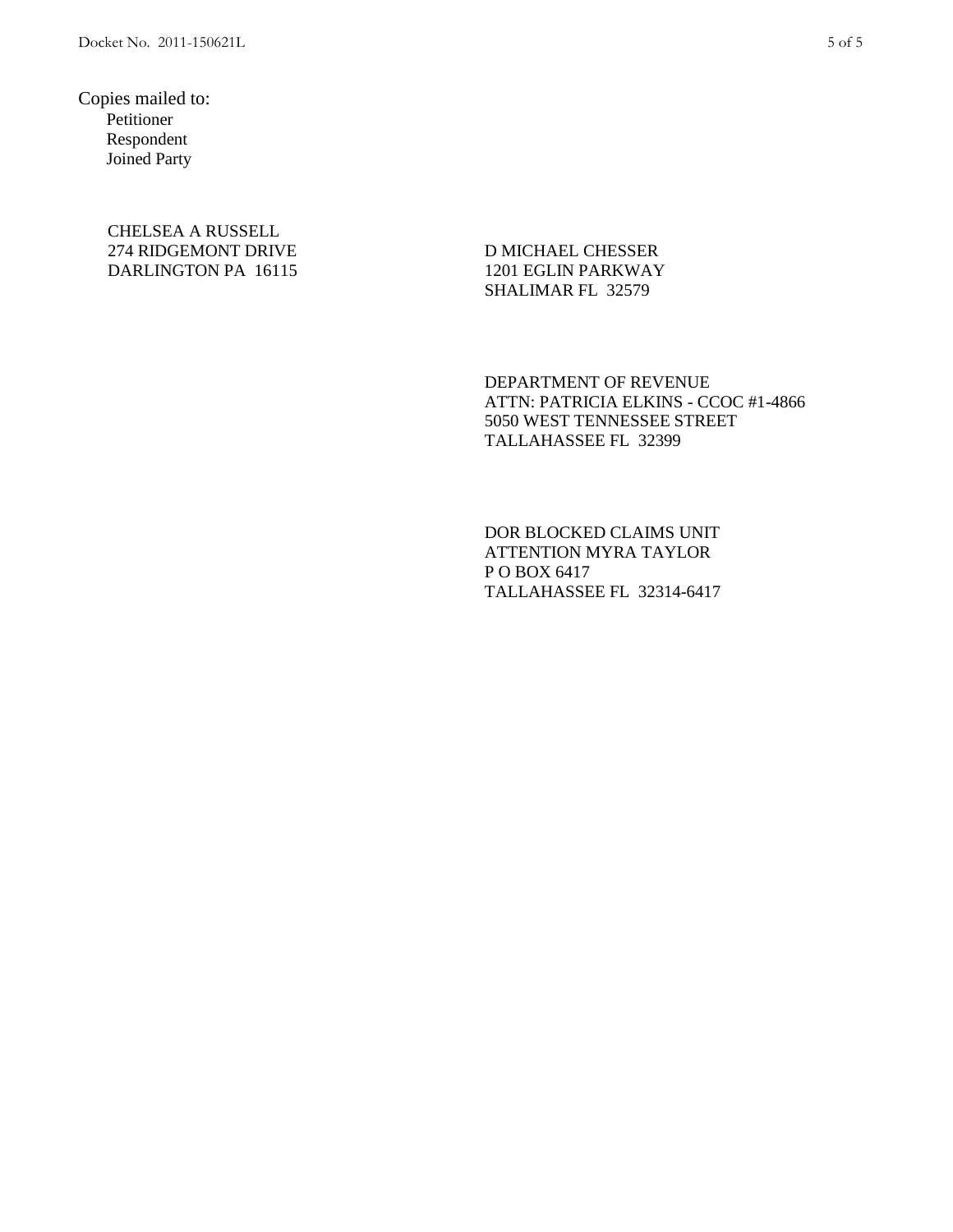Copies mailed to:

Petitioner
Respondent
Joined Party

CHELSEA A RUSSELL
274 RIDGEMONT DRIVE
DARLINGTON PA 16115

D MICHAEL CHESSER
1201 EGLIN PARKWAY
SHALIMAR FL 32579

DEPARTMENT OF REVENUE
ATTN: PATRICIA ELKINS - CCOC #1-4866
5050 WEST TENNESSEE STREET
TALLAHASSEE FL 32399

DOR BLOCKED CLAIMS UNIT
ATTENTION MYRA TAYLOR
P O BOX 6417
TALLAHASSEE FL 32314-6417